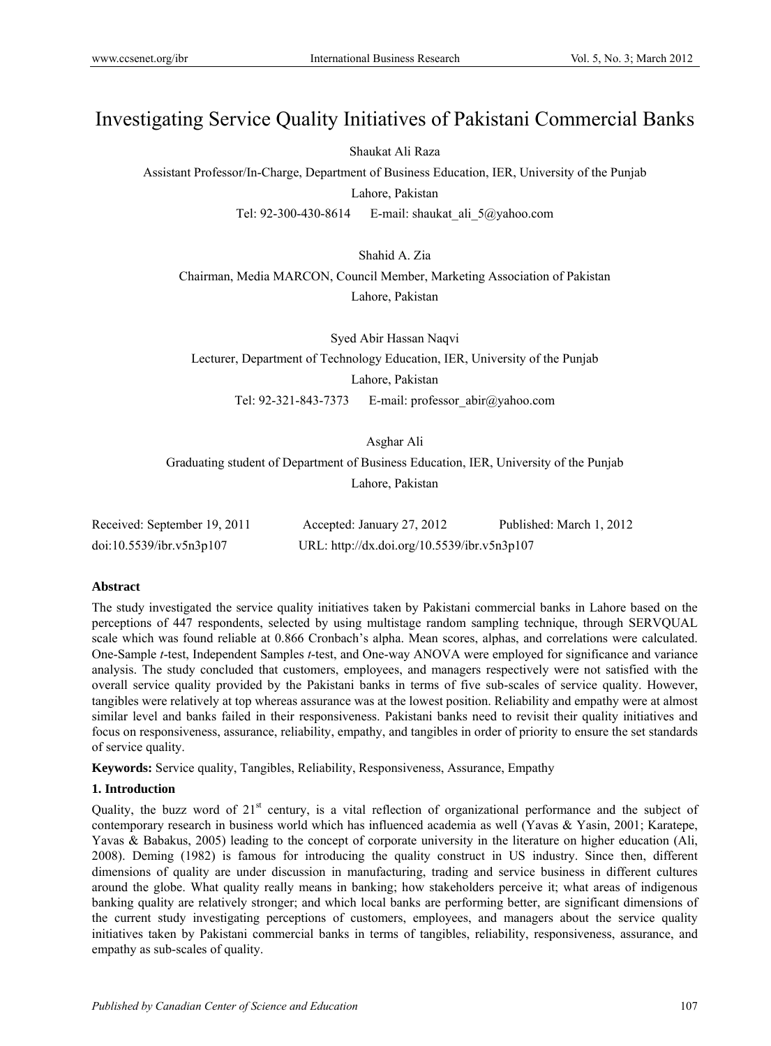# Investigating Service Quality Initiatives of Pakistani Commercial Banks

Shaukat Ali Raza

Assistant Professor/In-Charge, Department of Business Education, IER, University of the Punjab

Lahore, Pakistan

Tel: 92-300-430-8614 E-mail: shaukat_ali_5@yahoo.com

Shahid A. Zia

Chairman, Media MARCON, Council Member, Marketing Association of Pakistan

Lahore, Pakistan

Syed Abir Hassan Naqvi

Lecturer, Department of Technology Education, IER, University of the Punjab

Lahore, Pakistan

Tel: 92-321-843-7373 E-mail: professor_abir@yahoo.com

Asghar Ali

Graduating student of Department of Business Education, IER, University of the Punjab

Lahore, Pakistan

Received: September 19, 2011 Accepted: January 27, 2012 Published: March 1, 2012

doi:10.5539/ibr.v5n3p107 URL: http://dx.doi.org/10.5539/ibr.v5n3p107

**Abstract**

The study investigated the service quality initiatives taken by Pakistani commercial banks in Lahore based on the perceptions of 447 respondents, selected by using multistage random sampling technique, through SERVQUAL scale which was found reliable at 0.866 Cronbach's alpha. Mean scores, alphas, and correlations were calculated. One-Sample *t*-test, Independent Samples *t*-test, and One-way ANOVA were employed for significance and variance analysis. The study concluded that customers, employees, and managers respectively were not satisfied with the overall service quality provided by the Pakistani banks in terms of five sub-scales of service quality. However, tangibles were relatively at top whereas assurance was at the lowest position. Reliability and empathy were at almost similar level and banks failed in their responsiveness. Pakistani banks need to revisit their quality initiatives and focus on responsiveness, assurance, reliability, empathy, and tangibles in order of priority to ensure the set standards of service quality.

**Keywords:** Service quality, Tangibles, Reliability, Responsiveness, Assurance, Empathy

## 1. Introduction

Quality, the buzz word of 21st century, is a vital reflection of organizational performance and the subject of contemporary research in business world which has influenced academia as well (Yavas & Yasin, 2001; Karatepe, Yavas & Babakus, 2005) leading to the concept of corporate university in the literature on higher education (Ali, 2008). Deming (1982) is famous for introducing the quality construct in US industry. Since then, different dimensions of quality are under discussion in manufacturing, trading and service business in different cultures around the globe. What quality really means in banking; how stakeholders perceive it; what areas of indigenous banking quality are relatively stronger; and which local banks are performing better, are significant dimensions of the current study investigating perceptions of customers, employees, and managers about the service quality initiatives taken by Pakistani commercial banks in terms of tangibles, reliability, responsiveness, assurance, and empathy as sub-scales of quality.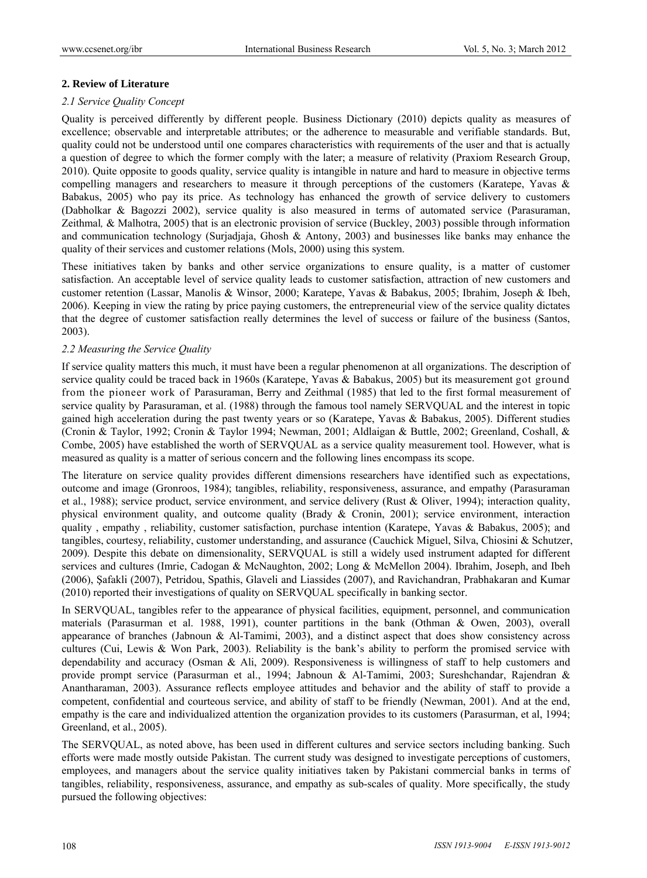## 2. Review of Literature

### *2.1 Service Quality Concept*

Quality is perceived differently by different people. Business Dictionary (2010) depicts quality as measures of excellence; observable and interpretable attributes; or the adherence to measurable and verifiable standards. But, quality could not be understood until one compares characteristics with requirements of the user and that is actually a question of degree to which the former comply with the later; a measure of relativity (Praxiom Research Group, 2010). Quite opposite to goods quality, service quality is intangible in nature and hard to measure in objective terms compelling managers and researchers to measure it through perceptions of the customers (Karatepe, Yavas & Babakus, 2005) who pay its price. As technology has enhanced the growth of service delivery to customers (Dabholkar & Bagozzi 2002), service quality is also measured in terms of automated service (Parasuraman, Zeithmal, & Malhotra, 2005) that is an electronic provision of service (Buckley, 2003) possible through information and communication technology (Surjadjaja, Ghosh & Antony, 2003) and businesses like banks may enhance the quality of their services and customer relations (Mols, 2000) using this system.

These initiatives taken by banks and other service organizations to ensure quality, is a matter of customer satisfaction. An acceptable level of service quality leads to customer satisfaction, attraction of new customers and customer retention (Lassar, Manolis & Winsor, 2000; Karatepe, Yavas & Babakus, 2005; Ibrahim, Joseph & Ibeh, 2006). Keeping in view the rating by price paying customers, the entrepreneurial view of the service quality dictates that the degree of customer satisfaction really determines the level of success or failure of the business (Santos, 2003).

### *2.2 Measuring the Service Quality*

If service quality matters this much, it must have been a regular phenomenon at all organizations. The description of service quality could be traced back in 1960s (Karatepe, Yavas & Babakus, 2005) but its measurement got ground from the pioneer work of Parasuraman, Berry and Zeithmal (1985) that led to the first formal measurement of service quality by Parasuraman, et al. (1988) through the famous tool namely SERVQUAL and the interest in topic gained high acceleration during the past twenty years or so (Karatepe, Yavas & Babakus, 2005). Different studies (Cronin & Taylor, 1992; Cronin & Taylor 1994; Newman, 2001; Aldlaigan & Buttle, 2002; Greenland, Coshall, & Combe, 2005) have established the worth of SERVQUAL as a service quality measurement tool. However, what is measured as quality is a matter of serious concern and the following lines encompass its scope.

The literature on service quality provides different dimensions researchers have identified such as expectations, outcome and image (Gronroos, 1984); tangibles, reliability, responsiveness, assurance, and empathy (Parasuraman et al., 1988); service product, service environment, and service delivery (Rust & Oliver, 1994); interaction quality, physical environment quality, and outcome quality (Brady & Cronin, 2001); service environment, interaction quality , empathy , reliability, customer satisfaction, purchase intention (Karatepe, Yavas & Babakus, 2005); and tangibles, courtesy, reliability, customer understanding, and assurance (Cauchick Miguel, Silva, Chiosini & Schutzer, 2009). Despite this debate on dimensionality, SERVQUAL is still a widely used instrument adapted for different services and cultures (Imrie, Cadogan & McNaughton, 2002; Long & McMellon 2004). Ibrahim, Joseph, and Ibeh (2006), Şafakli (2007), Petridou, Spathis, Glaveli and Liassides (2007), and Ravichandran, Prabhakaran and Kumar (2010) reported their investigations of quality on SERVQUAL specifically in banking sector.

In SERVQUAL, tangibles refer to the appearance of physical facilities, equipment, personnel, and communication materials (Parasurman et al. 1988, 1991), counter partitions in the bank (Othman & Owen, 2003), overall appearance of branches (Jabnoun & Al-Tamimi, 2003), and a distinct aspect that does show consistency across cultures (Cui, Lewis & Won Park, 2003). Reliability is the bank's ability to perform the promised service with dependability and accuracy (Osman & Ali, 2009). Responsiveness is willingness of staff to help customers and provide prompt service (Parasurman et al., 1994; Jabnoun & Al-Tamimi, 2003; Sureshchandar, Rajendran & Anantharaman, 2003). Assurance reflects employee attitudes and behavior and the ability of staff to provide a competent, confidential and courteous service, and ability of staff to be friendly (Newman, 2001). And at the end, empathy is the care and individualized attention the organization provides to its customers (Parasurman, et al, 1994; Greenland, et al., 2005).

The SERVQUAL, as noted above, has been used in different cultures and service sectors including banking. Such efforts were made mostly outside Pakistan. The current study was designed to investigate perceptions of customers, employees, and managers about the service quality initiatives taken by Pakistani commercial banks in terms of tangibles, reliability, responsiveness, assurance, and empathy as sub-scales of quality. More specifically, the study pursued the following objectives: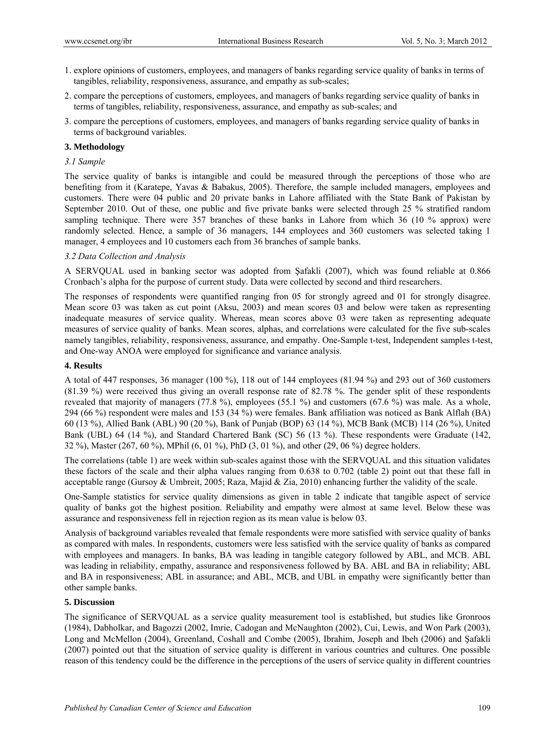1. explore opinions of customers, employees, and managers of banks regarding service quality of banks in terms of tangibles, reliability, responsiveness, assurance, and empathy as sub-scales;
2. compare the perceptions of customers, employees, and managers of banks regarding service quality of banks in terms of tangibles, reliability, responsiveness, assurance, and empathy as sub-scales; and
3. compare the perceptions of customers, employees, and managers of banks regarding service quality of banks in terms of background variables.

## 3. Methodology

### *3.1 Sample*

The service quality of banks is intangible and could be measured through the perceptions of those who are benefiting from it (Karatepe, Yavas & Babakus, 2005). Therefore, the sample included managers, employees and customers. There were 04 public and 20 private banks in Lahore affiliated with the State Bank of Pakistan by September 2010. Out of these, one public and five private banks were selected through 25 % stratified random sampling technique. There were 357 branches of these banks in Lahore from which 36 (10 % approx) were randomly selected. Hence, a sample of 36 managers, 144 employees and 360 customers was selected taking 1 manager, 4 employees and 10 customers each from 36 branches of sample banks.

### *3.2 Data Collection and Analysis*

A SERVQUAL used in banking sector was adopted from Şafakli (2007), which was found reliable at 0.866 Cronbach's alpha for the purpose of current study. Data were collected by second and third researchers.

The responses of respondents were quantified ranging fron 05 for strongly agreed and 01 for strongly disagree. Mean score 03 was taken as cut point (Aksu, 2003) and mean scores 03 and below were taken as representing inadequate measures of service quality. Whereas, mean scores above 03 were taken as representing adequate measures of service quality of banks. Mean scores, alphas, and correlations were calculated for the five sub-scales namely tangibles, reliability, responsiveness, assurance, and empathy. One-Sample t-test, Independent samples t-test, and One-way ANOA were employed for significance and variance analysis.

## 4. Results

A total of 447 responses, 36 manager (100 %), 118 out of 144 employees (81.94 %) and 293 out of 360 customers (81.39 %) were received thus giving an overall response rate of 82.78 %. The gender split of these respondents revealed that majority of managers (77.8 %), employees (55.1 %) and customers (67.6 %) was male. As a whole, 294 (66 %) respondent were males and 153 (34 %) were females. Bank affiliation was noticed as Bank Alflah (BA) 60 (13 %), Allied Bank (ABL) 90 (20 %), Bank of Punjab (BOP) 63 (14 %), MCB Bank (MCB) 114 (26 %), United Bank (UBL) 64 (14 %), and Standard Chartered Bank (SC) 56 (13 %). These respondents were Graduate (142, 32 %), Master (267, 60 %), MPhil (6, 01 %), PhD (3, 01 %), and other (29, 06 %) degree holders.

The correlations (table 1) are week within sub-scales against those with the SERVQUAL and this situation validates these factors of the scale and their alpha values ranging from 0.638 to 0.702 (table 2) point out that these fall in acceptable range (Gursoy & Umbreit, 2005; Raza, Majid & Zia, 2010) enhancing further the validity of the scale.

One-Sample statistics for service quality dimensions as given in table 2 indicate that tangible aspect of service quality of banks got the highest position. Reliability and empathy were almost at same level. Below these was assurance and responsiveness fell in rejection region as its mean value is below 03.

Analysis of background variables revealed that female respondents were more satisfied with service quality of banks as compared with males. In respondents, customers were less satisfied with the service quality of banks as compared with employees and managers. In banks, BA was leading in tangible category followed by ABL, and MCB. ABL was leading in reliability, empathy, assurance and responsiveness followed by BA. ABL and BA in reliability; ABL and BA in responsiveness; ABL in assurance; and ABL, MCB, and UBL in empathy were significantly better than other sample banks.

## 5. Discussion

The significance of SERVQUAL as a service quality measurement tool is established, but studies like Gronroos (1984), Dabholkar, and Bagozzi (2002, Imrie, Cadogan and McNaughton (2002), Cui, Lewis, and Won Park (2003), Long and McMellon (2004), Greenland, Coshall and Combe (2005), Ibrahim, Joseph and Ibeh (2006) and Şafakli (2007) pointed out that the situation of service quality is different in various countries and cultures. One possible reason of this tendency could be the difference in the perceptions of the users of service quality in different countries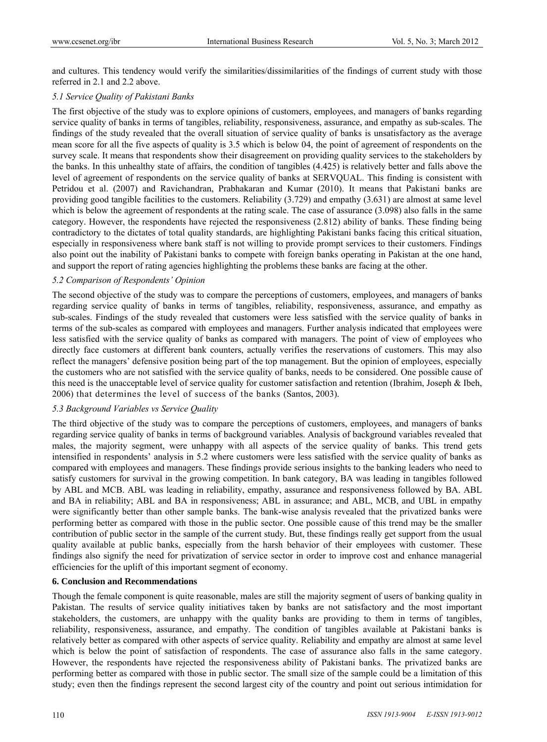and cultures. This tendency would verify the similarities/dissimilarities of the findings of current study with those referred in 2.1 and 2.2 above.

### *5.1 Service Quality of Pakistani Banks*

The first objective of the study was to explore opinions of customers, employees, and managers of banks regarding service quality of banks in terms of tangibles, reliability, responsiveness, assurance, and empathy as sub-scales. The findings of the study revealed that the overall situation of service quality of banks is unsatisfactory as the average mean score for all the five aspects of quality is 3.5 which is below 04, the point of agreement of respondents on the survey scale. It means that respondents show their disagreement on providing quality services to the stakeholders by the banks. In this unhealthy state of affairs, the condition of tangibles (4.425) is relatively better and falls above the level of agreement of respondents on the service quality of banks at SERVQUAL. This finding is consistent with Petridou et al. (2007) and Ravichandran, Prabhakaran and Kumar (2010). It means that Pakistani banks are providing good tangible facilities to the customers. Reliability (3.729) and empathy (3.631) are almost at same level which is below the agreement of respondents at the rating scale. The case of assurance (3.098) also falls in the same category. However, the respondents have rejected the responsiveness (2.812) ability of banks. These finding being contradictory to the dictates of total quality standards, are highlighting Pakistani banks facing this critical situation, especially in responsiveness where bank staff is not willing to provide prompt services to their customers. Findings also point out the inability of Pakistani banks to compete with foreign banks operating in Pakistan at the one hand, and support the report of rating agencies highlighting the problems these banks are facing at the other.

### *5.2 Comparison of Respondents' Opinion*

The second objective of the study was to compare the perceptions of customers, employees, and managers of banks regarding service quality of banks in terms of tangibles, reliability, responsiveness, assurance, and empathy as sub-scales. Findings of the study revealed that customers were less satisfied with the service quality of banks in terms of the sub-scales as compared with employees and managers. Further analysis indicated that employees were less satisfied with the service quality of banks as compared with managers. The point of view of employees who directly face customers at different bank counters, actually verifies the reservations of customers. This may also reflect the managers' defensive position being part of the top management. But the opinion of employees, especially the customers who are not satisfied with the service quality of banks, needs to be considered. One possible cause of this need is the unacceptable level of service quality for customer satisfaction and retention (Ibrahim, Joseph & Ibeh, 2006) that determines the level of success of the banks (Santos, 2003).

### *5.3 Background Variables vs Service Quality*

The third objective of the study was to compare the perceptions of customers, employees, and managers of banks regarding service quality of banks in terms of background variables. Analysis of background variables revealed that males, the majority segment, were unhappy with all aspects of the service quality of banks. This trend gets intensified in respondents' analysis in 5.2 where customers were less satisfied with the service quality of banks as compared with employees and managers. These findings provide serious insights to the banking leaders who need to satisfy customers for survival in the growing competition. In bank category, BA was leading in tangibles followed by ABL and MCB. ABL was leading in reliability, empathy, assurance and responsiveness followed by BA. ABL and BA in reliability; ABL and BA in responsiveness; ABL in assurance; and ABL, MCB, and UBL in empathy were significantly better than other sample banks. The bank-wise analysis revealed that the privatized banks were performing better as compared with those in the public sector. One possible cause of this trend may be the smaller contribution of public sector in the sample of the current study. But, these findings really get support from the usual quality available at public banks, especially from the harsh behavior of their employees with customer. These findings also signify the need for privatization of service sector in order to improve cost and enhance managerial efficiencies for the uplift of this important segment of economy.

## **6. Conclusion and Recommendations**

Though the female component is quite reasonable, males are still the majority segment of users of banking quality in Pakistan. The results of service quality initiatives taken by banks are not satisfactory and the most important stakeholders, the customers, are unhappy with the quality banks are providing to them in terms of tangibles, reliability, responsiveness, assurance, and empathy. The condition of tangibles available at Pakistani banks is relatively better as compared with other aspects of service quality. Reliability and empathy are almost at same level which is below the point of satisfaction of respondents. The case of assurance also falls in the same category. However, the respondents have rejected the responsiveness ability of Pakistani banks. The privatized banks are performing better as compared with those in public sector. The small size of the sample could be a limitation of this study; even then the findings represent the second largest city of the country and point out serious intimidation for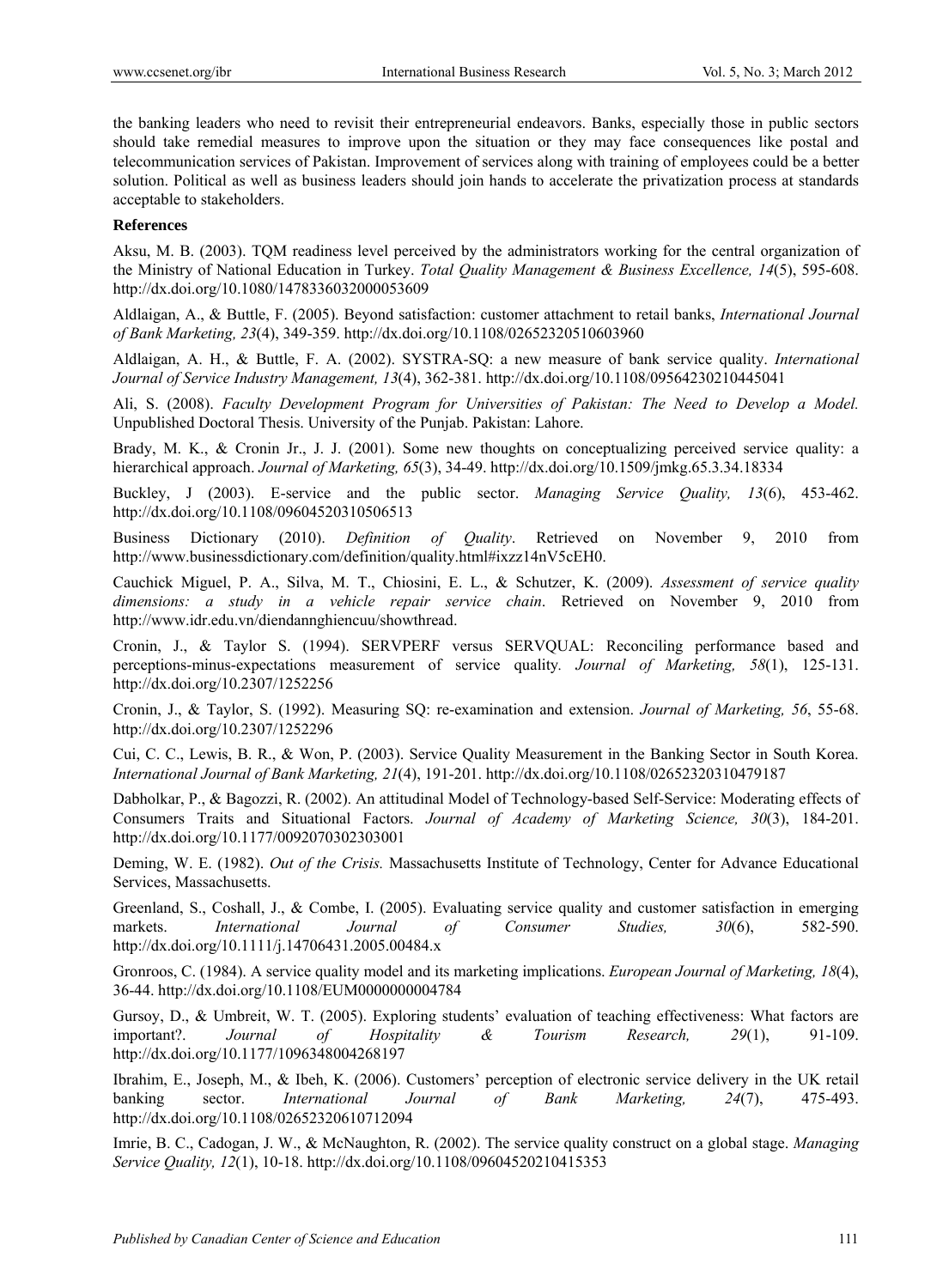the banking leaders who need to revisit their entrepreneurial endeavors. Banks, especially those in public sectors should take remedial measures to improve upon the situation or they may face consequences like postal and telecommunication services of Pakistan. Improvement of services along with training of employees could be a better solution. Political as well as business leaders should join hands to accelerate the privatization process at standards acceptable to stakeholders.

**References**

Aksu, M. B. (2003). TQM readiness level perceived by the administrators working for the central organization of the Ministry of National Education in Turkey. *Total Quality Management & Business Excellence, 14*(5), 595-608. http://dx.doi.org/10.1080/1478336032000053609

Aldlaigan, A., & Buttle, F. (2005). Beyond satisfaction: customer attachment to retail banks, *International Journal of Bank Marketing, 23*(4), 349-359. http://dx.doi.org/10.1108/02652320510603960

Aldlaigan, A. H., & Buttle, F. A. (2002). SYSTRA-SQ: a new measure of bank service quality. *International Journal of Service Industry Management, 13*(4), 362-381. http://dx.doi.org/10.1108/09564230210445041

Ali, S. (2008). *Faculty Development Program for Universities of Pakistan: The Need to Develop a Model.* Unpublished Doctoral Thesis. University of the Punjab. Pakistan: Lahore.

Brady, M. K., & Cronin Jr., J. J. (2001). Some new thoughts on conceptualizing perceived service quality: a hierarchical approach. *Journal of Marketing, 65*(3), 34-49. http://dx.doi.org/10.1509/jmkg.65.3.34.18334

Buckley, J (2003). E-service and the public sector. *Managing Service Quality, 13*(6), 453-462. http://dx.doi.org/10.1108/09604520310506513

Business Dictionary (2010). *Definition of Quality*. Retrieved on November 9, 2010 from http://www.businessdictionary.com/definition/quality.html#ixzz14nV5cEH0.

Cauchick Miguel, P. A., Silva, M. T., Chiosini, E. L., & Schutzer, K. (2009). *Assessment of service quality dimensions: a study in a vehicle repair service chain*. Retrieved on November 9, 2010 from http://www.idr.edu.vn/diendannghiencuu/showthread.

Cronin, J., & Taylor S. (1994). SERVPERF versus SERVQUAL: Reconciling performance based and perceptions-minus-expectations measurement of service quality*. Journal of Marketing, 58*(1), 125-131. http://dx.doi.org/10.2307/1252256

Cronin, J., & Taylor, S. (1992). Measuring SQ: re-examination and extension. *Journal of Marketing, 56*, 55-68. http://dx.doi.org/10.2307/1252296

Cui, C. C., Lewis, B. R., & Won, P. (2003). Service Quality Measurement in the Banking Sector in South Korea. *International Journal of Bank Marketing, 21*(4), 191-201. http://dx.doi.org/10.1108/02652320310479187

Dabholkar, P., & Bagozzi, R. (2002). An attitudinal Model of Technology-based Self-Service: Moderating effects of Consumers Traits and Situational Factors. *Journal of Academy of Marketing Science, 30*(3), 184-201. http://dx.doi.org/10.1177/0092070302303001

Deming, W. E. (1982). *Out of the Crisis.* Massachusetts Institute of Technology, Center for Advance Educational Services, Massachusetts.

Greenland, S., Coshall, J., & Combe, I. (2005). Evaluating service quality and customer satisfaction in emerging markets. *International Journal of Consumer Studies, 30*(6), 582-590. http://dx.doi.org/10.1111/j.14706431.2005.00484.x

Gronroos, C. (1984). A service quality model and its marketing implications. *European Journal of Marketing, 18*(4), 36-44. http://dx.doi.org/10.1108/EUM0000000004784

Gursoy, D., & Umbreit, W. T. (2005). Exploring students' evaluation of teaching effectiveness: What factors are important?. *Journal of Hospitality & Tourism Research, 29*(1), 91-109. http://dx.doi.org/10.1177/1096348004268197

Ibrahim, E., Joseph, M., & Ibeh, K. (2006). Customers' perception of electronic service delivery in the UK retail banking sector. *International Journal of Bank Marketing, 24*(7), 475-493. http://dx.doi.org/10.1108/02652320610712094

Imrie, B. C., Cadogan, J. W., & McNaughton, R. (2002). The service quality construct on a global stage. *Managing Service Quality, 12*(1), 10-18. http://dx.doi.org/10.1108/09604520210415353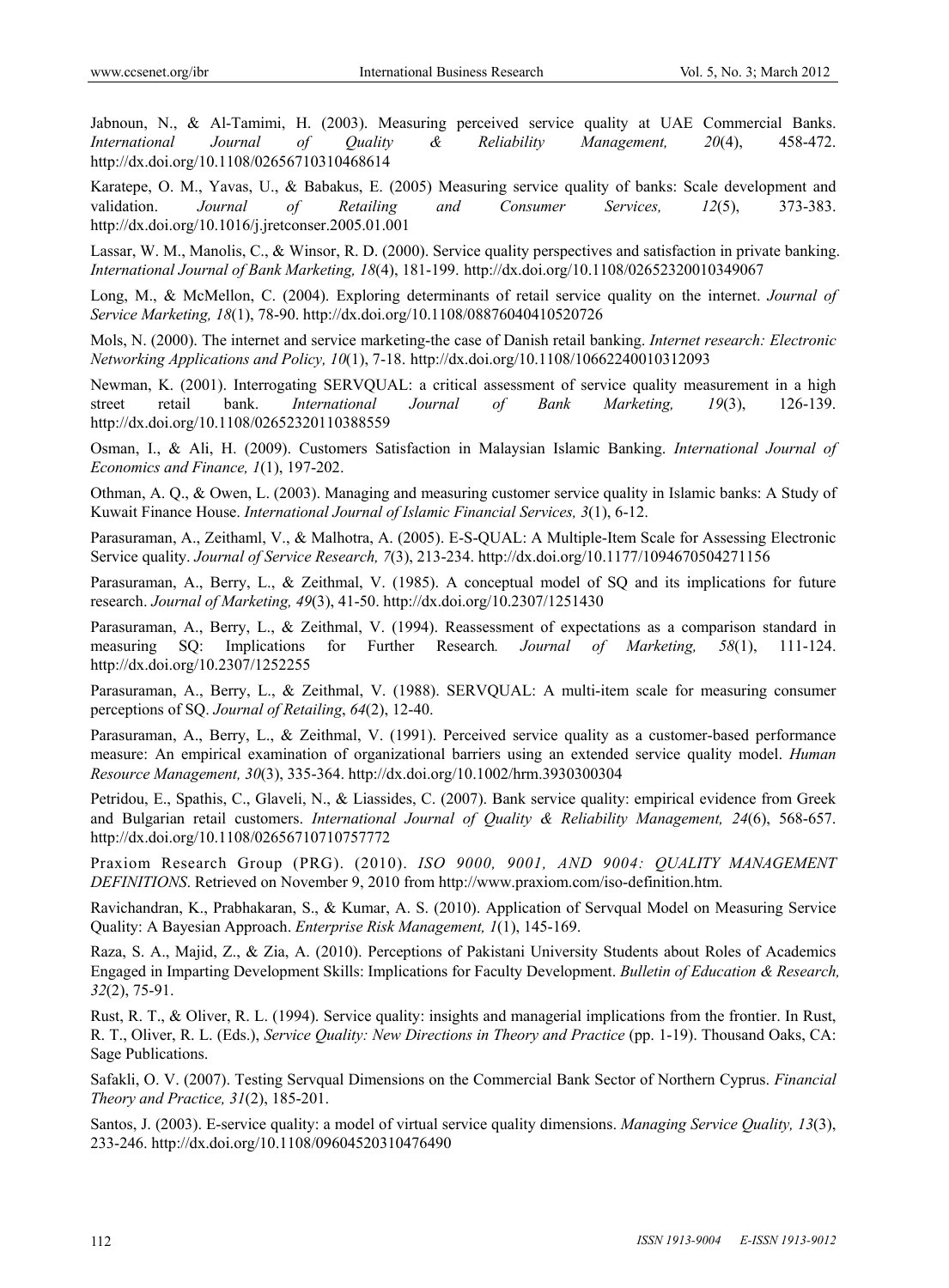Jabnoun, N., & Al-Tamimi, H. (2003). Measuring perceived service quality at UAE Commercial Banks. *International Journal of Quality & Reliability Management, 20*(4), 458-472. http://dx.doi.org/10.1108/02656710310468614

Karatepe, O. M., Yavas, U., & Babakus, E. (2005) Measuring service quality of banks: Scale development and validation. *Journal of Retailing and Consumer Services, 12*(5), 373-383. http://dx.doi.org/10.1016/j.jretconser.2005.01.001

Lassar, W. M., Manolis, C., & Winsor, R. D. (2000). Service quality perspectives and satisfaction in private banking. *International Journal of Bank Marketing, 18*(4), 181-199. http://dx.doi.org/10.1108/02652320010349067

Long, M., & McMellon, C. (2004). Exploring determinants of retail service quality on the internet. *Journal of Service Marketing, 18*(1), 78-90. http://dx.doi.org/10.1108/08876040410520726

Mols, N. (2000). The internet and service marketing-the case of Danish retail banking. *Internet research: Electronic Networking Applications and Policy, 10*(1), 7-18. http://dx.doi.org/10.1108/10662240010312093

Newman, K. (2001). Interrogating SERVQUAL: a critical assessment of service quality measurement in a high street retail bank. *International Journal of Bank Marketing, 19*(3), 126-139. http://dx.doi.org/10.1108/02652320110388559

Osman, I., & Ali, H. (2009). Customers Satisfaction in Malaysian Islamic Banking. *International Journal of Economics and Finance, 1*(1), 197-202.

Othman, A. Q., & Owen, L. (2003). Managing and measuring customer service quality in Islamic banks: A Study of Kuwait Finance House. *International Journal of Islamic Financial Services, 3*(1), 6-12.

Parasuraman, A., Zeithaml, V., & Malhotra, A. (2005). E-S-QUAL: A Multiple-Item Scale for Assessing Electronic Service quality. *Journal of Service Research, 7*(3), 213-234. http://dx.doi.org/10.1177/1094670504271156

Parasuraman, A., Berry, L., & Zeithmal, V. (1985). A conceptual model of SQ and its implications for future research. *Journal of Marketing, 49*(3), 41-50. http://dx.doi.org/10.2307/1251430

Parasuraman, A., Berry, L., & Zeithmal, V. (1994). Reassessment of expectations as a comparison standard in measuring SQ: Implications for Further Research*. Journal of Marketing, 58*(1), 111-124. http://dx.doi.org/10.2307/1252255

Parasuraman, A., Berry, L., & Zeithmal, V. (1988). SERVQUAL: A multi-item scale for measuring consumer perceptions of SQ. *Journal of Retailing*, *64*(2), 12-40.

Parasuraman, A., Berry, L., & Zeithmal, V. (1991). Perceived service quality as a customer-based performance measure: An empirical examination of organizational barriers using an extended service quality model. *Human Resource Management, 30*(3), 335-364. http://dx.doi.org/10.1002/hrm.3930300304

Petridou, E., Spathis, C., Glaveli, N., & Liassides, C. (2007). Bank service quality: empirical evidence from Greek and Bulgarian retail customers. *International Journal of Quality & Reliability Management, 24*(6), 568-657. http://dx.doi.org/10.1108/02656710710757772

Praxiom Research Group (PRG). (2010). *ISO 9000, 9001, AND 9004: QUALITY MANAGEMENT DEFINITIONS*. Retrieved on November 9, 2010 from http://www.praxiom.com/iso-definition.htm.

Ravichandran, K., Prabhakaran, S., & Kumar, A. S. (2010). Application of Servqual Model on Measuring Service Quality: A Bayesian Approach. *Enterprise Risk Management, 1*(1), 145-169.

Raza, S. A., Majid, Z., & Zia, A. (2010). Perceptions of Pakistani University Students about Roles of Academics Engaged in Imparting Development Skills: Implications for Faculty Development. *Bulletin of Education & Research, 32*(2), 75-91.

Rust, R. T., & Oliver, R. L. (1994). Service quality: insights and managerial implications from the frontier. In Rust, R. T., Oliver, R. L. (Eds.), *Service Quality: New Directions in Theory and Practice* (pp. 1-19). Thousand Oaks, CA: Sage Publications.

Safakli, O. V. (2007). Testing Servqual Dimensions on the Commercial Bank Sector of Northern Cyprus. *Financial Theory and Practice, 31*(2), 185-201.

Santos, J. (2003). E-service quality: a model of virtual service quality dimensions. *Managing Service Quality, 13*(3), 233-246. http://dx.doi.org/10.1108/09604520310476490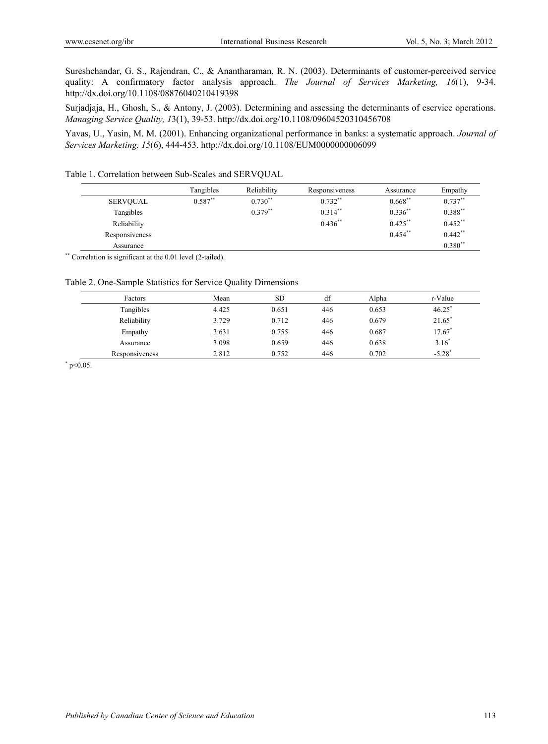Sureshchandar, G. S., Rajendran, C., & Anantharaman, R. N. (2003). Determinants of customer-perceived service quality: A confirmatory factor analysis approach. *The Journal of Services Marketing, 16*(1), 9-34. http://dx.doi.org/10.1108/08876040210419398

Surjadjaja, H., Ghosh, S., & Antony, J. (2003). Determining and assessing the determinants of eservice operations. *Managing Service Quality, 1*3(1), 39-53. http://dx.doi.org/10.1108/09604520310456708

Yavas, U., Yasin, M. M. (2001). Enhancing organizational performance in banks: a systematic approach. *Journal of Services Marketing. 15*(6), 444-453. http://dx.doi.org/10.1108/EUM0000000006099

Table 1. Correlation between Sub-Scales and SERVQUAL

| | Tangibles | Reliability | Responsiveness | Assurance | Empathy |
|---|---|---|---|---|---|
| SERVQUAL | 0.587** | 0.730** | 0.732** | 0.668** | 0.737** |
| Tangibles | | 0.379** | 0.314** | 0.336** | 0.388** |
| Reliability | | | 0.436** | 0.425** | 0.452** |
| Responsiveness | | | | 0.454** | 0.442** |
| Assurance | | | | | 0.380** |

** Correlation is significant at the 0.01 level (2-tailed).

Table 2. One-Sample Statistics for Service Quality Dimensions

| Factors | Mean | SD | df | Alpha | *t*-Value |
|---|---|---|---|---|---|
| Tangibles | 4.425 | 0.651 | 446 | 0.653 | 46.25* |
| Reliability | 3.729 | 0.712 | 446 | 0.679 | 21.65* |
| Empathy | 3.631 | 0.755 | 446 | 0.687 | 17.67* |
| Assurance | 3.098 | 0.659 | 446 | 0.638 | 3.16* |
| Responsiveness | 2.812 | 0.752 | 446 | 0.702 | -5.28* |

* $p<0.05$.